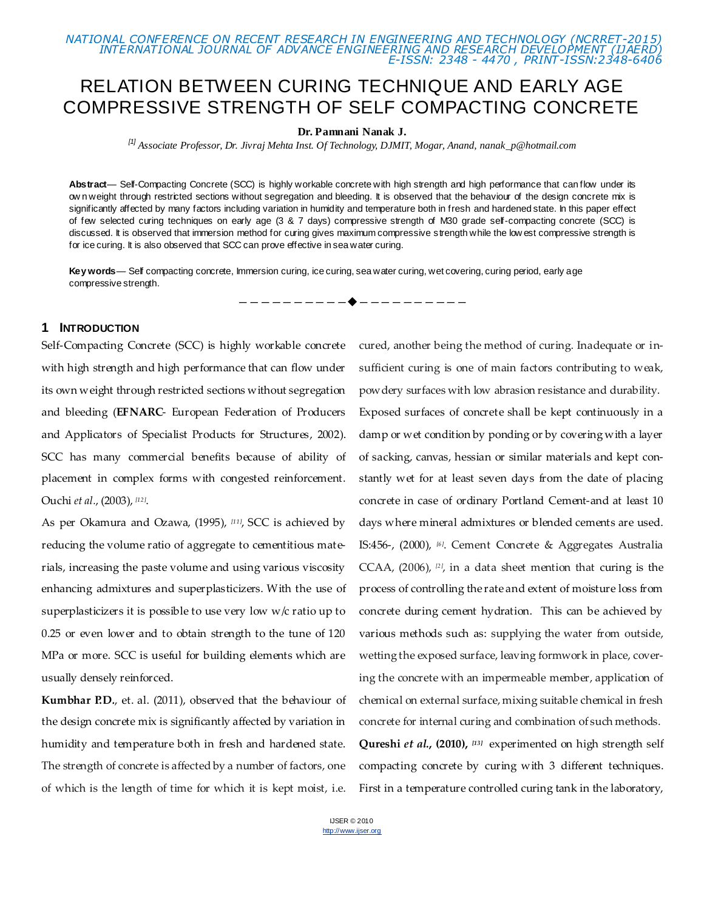# RELATION BETWEEN CURING TECHNIQUE AND EARLY AGE COMPRESSIVE STRENGTH OF SELF COMPACTING CONCRETE

**Dr. Pamnani Nanak J.**

*[1] Associate Professor, Dr. Jivraj Mehta Inst. Of Technology, DJMIT, Mogar, Anand, nanak_p@hotmail.com*

**Abstract**— Self-Compacting Concrete (SCC) is highly workable concrete with high strength and high performance that can flow under its own weight through restricted sections without segregation and bleeding. It is observed that the behaviour of the design concrete mix is significantly affected by many factors including variation in humidity and temperature both in fresh and hardened state. In this paper effect of few selected curing techniques on early age (3 & 7 days) compressive strength of M30 grade self-compacting concrete (SCC) is discussed. It is observed that immersion method for curing gives maximum compressive strength while the lowest compressive strength is for ice curing. It is also observed that SCC can prove effective in sea water curing.

**Keywords**— Self compacting concrete, Immersion curing, ice curing, sea water curing, wet covering, curing period, early age compressive strength.

## 1 INTRODUCTION

Self-Compacting Concrete (SCC) is highly workable concrete with high strength and high performance that can flow under its own weight through restricted sections without segregation and bleeding (**EFNARC**- European Federation of Producers and Applicators of Specialist Products for Structures, 2002). SCC has many commercial benefits because of ability of placement in complex forms with congested reinforcement. Ouchi *et al.*, (2003), [12].

As per Okamura and Ozawa, (1995), [11], SCC is achieved by reducing the volume ratio of aggregate to cementitious materials, increasing the paste volume and using various viscosity enhancing admixtures and superplasticizers. With the use of superplasticizers it is possible to use very low w/c ratio up to 0.25 or even lower and to obtain strength to the tune of 120 MPa or more. SCC is useful for building elements which are usually densely reinforced.

**Kumbhar P.D.**, et. al. (2011), observed that the behaviour of the design concrete mix is significantly affected by variation in humidity and temperature both in fresh and hardened state. The strength of concrete is affected by a number of factors, one of which is the length of time for which it is kept moist, i.e. cured, another being the method of curing. Inadequate or insufficient curing is one of main factors contributing to weak, powdery surfaces with low abrasion resistance and durability. Exposed surfaces of concrete shall be kept continuously in a damp or wet condition by ponding or by covering with a layer of sacking, canvas, hessian or similar materials and kept constantly wet for at least seven days from the date of placing concrete in case of ordinary Portland Cement-and at least 10 days where mineral admixtures or blended cements are used. IS:456-, (2000), [6]. Cement Concrete & Aggregates Australia CCAA, (2006), [2], in a data sheet mention that curing is the process of controlling the rate and extent of moisture loss from concrete during cement hydration. This can be achieved by various methods such as: supplying the water from outside, wetting the exposed surface, leaving formwork in place, covering the concrete with an impermeable member, application of chemical on external surface, mixing suitable chemical in fresh concrete for internal curing and combination of such methods.

**Qureshi *et al.*, (2010),** [13] experimented on high strength self compacting concrete by curing with 3 different techniques. First in a temperature controlled curing tank in the laboratory,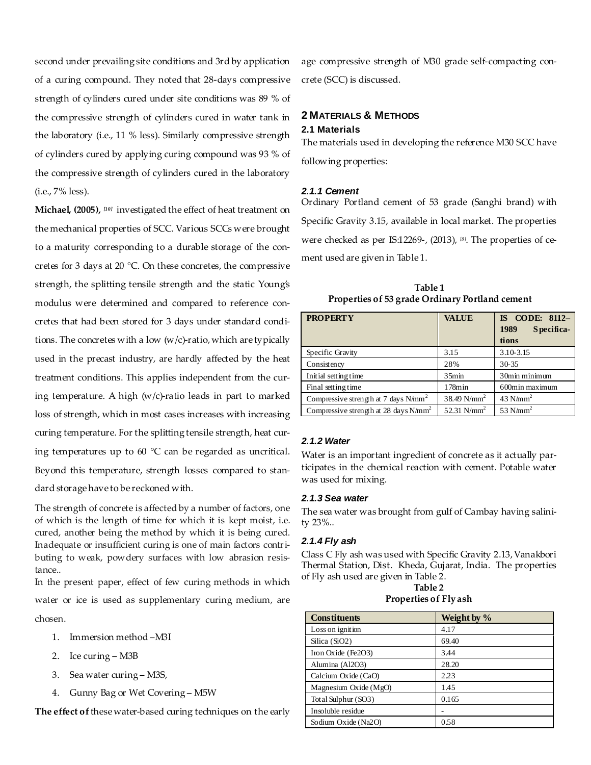second under prevailing site conditions and 3rd by application of a curing compound. They noted that 28-days compressive strength of cylinders cured under site conditions was 89 % of the compressive strength of cylinders cured in water tank in the laboratory (i.e., 11 % less). Similarly compressive strength of cylinders cured by applying curing compound was 93 % of the compressive strength of cylinders cured in the laboratory (i.e., 7% less).

**Michael, (2005),** [10] investigated the effect of heat treatment on the mechanical properties of SCC. Various SCCs were brought to a maturity corresponding to a durable storage of the concretes for 3 days at 20 °C. On these concretes, the compressive strength, the splitting tensile strength and the static Young's modulus were determined and compared to reference concretes that had been stored for 3 days under standard conditions. The concretes with a low (w/c)-ratio, which are typically used in the precast industry, are hardly affected by the heat treatment conditions. This applies independent from the curing temperature. A high (w/c)-ratio leads in part to marked loss of strength, which in most cases increases with increasing curing temperature. For the splitting tensile strength, heat curing temperatures up to 60 °C can be regarded as uncritical. Beyond this temperature, strength losses compared to standard storage have to be reckoned with.

The strength of concrete is affected by a number of factors, one of which is the length of time for which it is kept moist, i.e. cured, another being the method by which it is being cured. Inadequate or insufficient curing is one of main factors contributing to weak, powdery surfaces with low abrasion resistance..

In the present paper, effect of few curing methods in which water or ice is used as supplementary curing medium, are chosen.

1. Immersion method –M3I
2. Ice curing – M3B
3. Sea water curing – M3S,
4. Gunny Bag or Wet Covering – M5W

**The effect of** these water-based curing techniques on the early age compressive strength of M30 grade self-compacting concrete (SCC) is discussed.

## 2 Materials & Methods

### 2.1 Materials

The materials used in developing the reference M30 SCC have following properties:

#### *2.1.1 Cement*

Ordinary Portland cement of 53 grade (Sanghi brand) with Specific Gravity 3.15, available in local market. The properties were checked as per IS:12269-, (2013), [8]. The properties of cement used are given in Table 1.

**Table 1**
**Properties of 53 grade Ordinary Portland cement**

| PROPERTY | VALUE | IS CODE: 8112–1989 Specifications |
|---|---|---|
| Specific Gravity | 3.15 | 3.10-3.15 |
| Consistency | 28% | 30-35 |
| Initial setting time | 35min | 30min minimum |
| Final setting time | 178min | 600min maximum |
| Compressive strength at 7 days $N/mm^2$ | 38.49 $N/mm^2$ | 43 $N/mm^2$ |
| Compressive strength at 28 days $N/mm^2$ | 52.31 $N/mm^2$ | 53 $N/mm^2$ |

#### *2.1.2 Water*

Water is an important ingredient of concrete as it actually participates in the chemical reaction with cement. Potable water was used for mixing.

#### *2.1.3 Sea water*

The sea water was brought from gulf of Cambay having salinity 23%..

#### *2.1.4 Fly ash*

Class C Fly ash was used with Specific Gravity 2.13, Vanakbori Thermal Station, Dist. Kheda, Gujarat, India. The properties of Fly ash used are given in Table 2.

**Table 2**
**Properties of Fly ash**

| Constituents | Weight by % |
|---|---|
| Loss on ignition | 4.17 |
| Silica ($SiO_2$) | 69.40 |
| Iron Oxide ($Fe_2O_3$) | 3.44 |
| Alumina ($Al_2O_3$) | 28.20 |
| Calcium Oxide (CaO) | 2.23 |
| Magnesium Oxide (MgO) | 1.45 |
| Total Sulphur ($SO_3$) | 0.165 |
| Insoluble residue | - |
| Sodium Oxide ($Na_2O$) | 0.58 |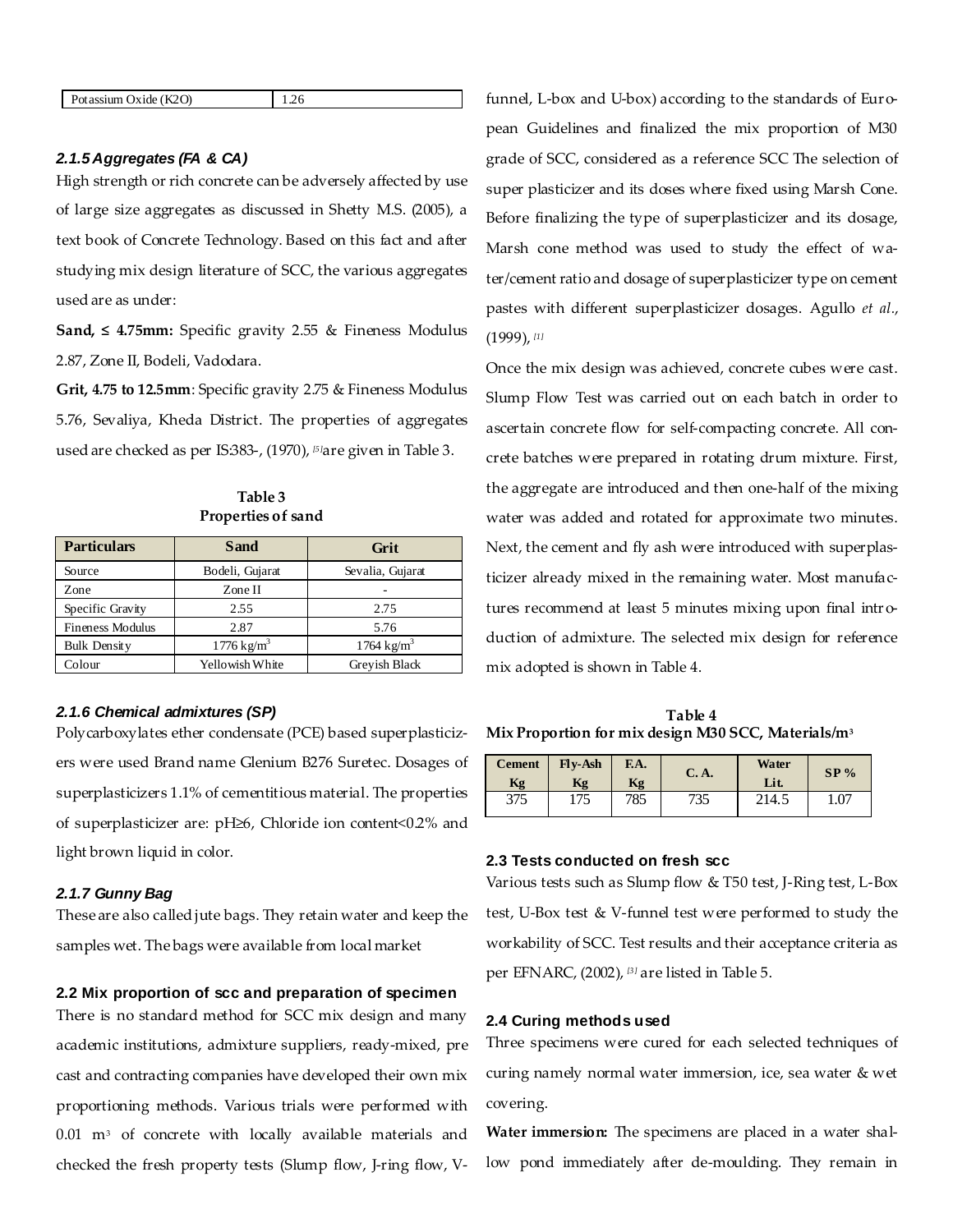| | |
|---|---|
| Potassium Oxide (K2O) | 1.26 |

### 2.1.5 Aggregates (FA & CA)

High strength or rich concrete can be adversely affected by use of large size aggregates as discussed in Shetty M.S. (2005), a text book of Concrete Technology. Based on this fact and after studying mix design literature of SCC, the various aggregates used are as under:

**Sand, ≤ 4.75mm:** Specific gravity 2.55 & Fineness Modulus 2.87, Zone II, Bodeli, Vadodara.

**Grit, 4.75 to 12.5mm**: Specific gravity 2.75 & Fineness Modulus 5.76, Sevaliya, Kheda District. The properties of aggregates used are checked as per IS:383-, (1970), [5] are given in Table 3.

**Table 3**
**Properties of sand**

| Particulars | Sand | Grit |
|---|---|---|
| Source | Bodeli, Gujarat | Sevalia, Gujarat |
| Zone | Zone II | - |
| Specific Gravity | 2.55 | 2.75 |
| Fineness Modulus | 2.87 | 5.76 |
| Bulk Density | 1776 kg/m$^3$ | 1764 kg/m$^3$ |
| Colour | Yellowish White | Greyish Black |

### 2.1.6 Chemical admixtures (SP)

Polycarboxylates ether condensate (PCE) based superplasticizers were used Brand name Glenium B276 Suretec. Dosages of superplasticizers 1.1% of cementitious material. The properties of superplasticizer are: pH≥6, Chloride ion content<0.2% and light brown liquid in color.

### 2.1.7 Gunny Bag

These are also called jute bags. They retain water and keep the samples wet. The bags were available from local market

## 2.2 Mix proportion of scc and preparation of specimen

There is no standard method for SCC mix design and many academic institutions, admixture suppliers, ready-mixed, pre cast and contracting companies have developed their own mix proportioning methods. Various trials were performed with 0.01 m$^3$ of concrete with locally available materials and checked the fresh property tests (Slump flow, J-ring flow, V-funnel, L-box and U-box) according to the standards of European Guidelines and finalized the mix proportion of M30 grade of SCC, considered as a reference SCC The selection of super plasticizer and its doses where fixed using Marsh Cone. Before finalizing the type of superplasticizer and its dosage, Marsh cone method was used to study the effect of water/cement ratio and dosage of superplasticizer type on cement pastes with different superplasticizer dosages. Agullo *et al*., (1999), [1]

Once the mix design was achieved, concrete cubes were cast. Slump Flow Test was carried out on each batch in order to ascertain concrete flow for self-compacting concrete. All concrete batches were prepared in rotating drum mixture. First, the aggregate are introduced and then one-half of the mixing water was added and rotated for approximate two minutes. Next, the cement and fly ash were introduced with superplasticizer already mixed in the remaining water. Most manufactures recommend at least 5 minutes mixing upon final introduction of admixture. The selected mix design for reference mix adopted is shown in Table 4.

**Table 4**
**Mix Proportion for mix design M30 SCC, Materials/m$^3$**

| Cement Kg | Fly-Ash Kg | F.A. Kg | C. A. | Water Lit. | SP % |
|---|---|---|---|---|---|
| 375 | 175 | 785 | 735 | 214.5 | 1.07 |

## 2.3 Tests conducted on fresh scc

Various tests such as Slump flow & T50 test, J-Ring test, L-Box test, U-Box test & V-funnel test were performed to study the workability of SCC. Test results and their acceptance criteria as per EFNARC, (2002), [3] are listed in Table 5.

## 2.4 Curing methods used

Three specimens were cured for each selected techniques of curing namely normal water immersion, ice, sea water & wet covering.

**Water immersion:** The specimens are placed in a water shallow pond immediately after de-moulding. They remain in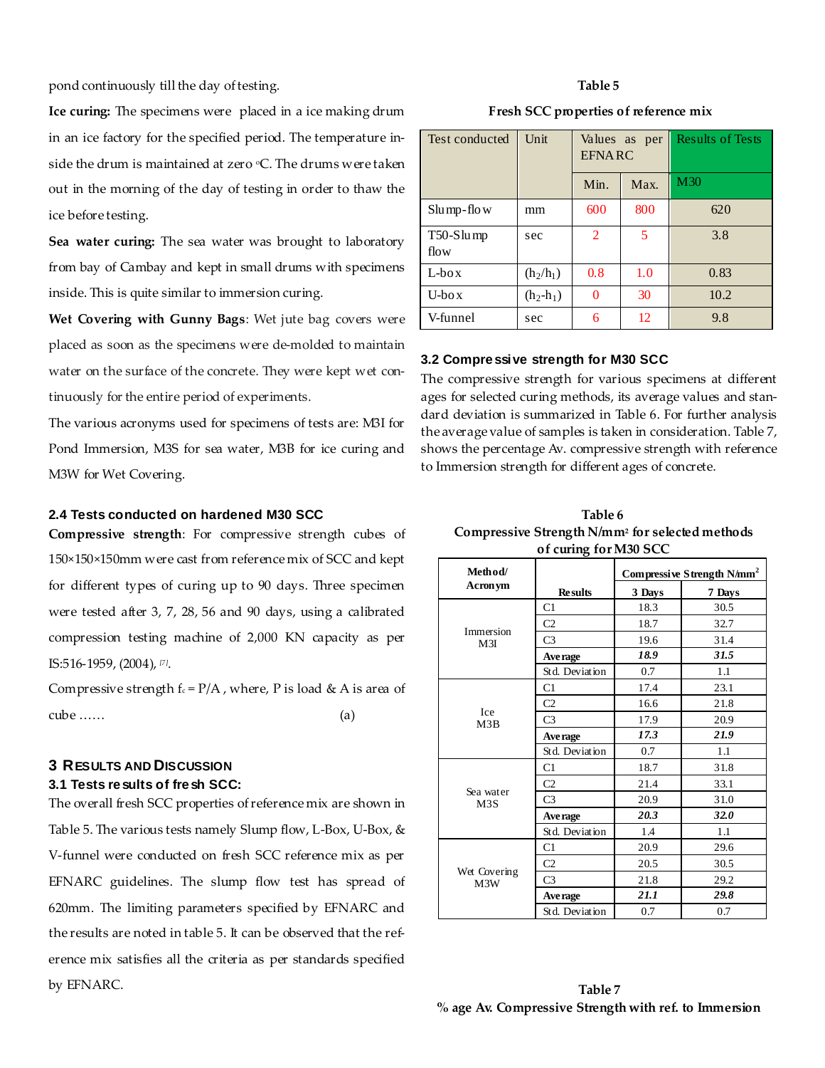pond continuously till the day of testing.

**Ice curing:** The specimens were placed in a ice making drum in an ice factory for the specified period. The temperature inside the drum is maintained at zero °C. The drums were taken out in the morning of the day of testing in order to thaw the ice before testing.

**Sea water curing:** The sea water was brought to laboratory from bay of Cambay and kept in small drums with specimens inside. This is quite similar to immersion curing.

**Wet Covering with Gunny Bags**: Wet jute bag covers were placed as soon as the specimens were de-molded to maintain water on the surface of the concrete. They were kept wet continuously for the entire period of experiments.

The various acronyms used for specimens of tests are: M3I for Pond Immersion, M3S for sea water, M3B for ice curing and M3W for Wet Covering.

### 2.4 Tests conducted on hardened M30 SCC

**Compressive strength**: For compressive strength cubes of 150×150×150mm were cast from reference mix of SCC and kept for different types of curing up to 90 days. Three specimen were tested after 3, 7, 28, 56 and 90 days, using a calibrated compression testing machine of 2,000 KN capacity as per IS:516-1959, (2004), [7].

Compressive strength $f_c = P/A$ , where, P is load & A is area of cube …… (a)

## 3 Results and Discussion

### 3.1 Tests results of fresh SCC:

The overall fresh SCC properties of reference mix are shown in Table 5. The various tests namely Slump flow, L-Box, U-Box, & V-funnel were conducted on fresh SCC reference mix as per EFNARC guidelines. The slump flow test has spread of 620mm. The limiting parameters specified by EFNARC and the results are noted in table 5. It can be observed that the reference mix satisfies all the criteria as per standards specified by EFNARC.

**Table 5**

**Fresh SCC properties of reference mix**

| Test conducted | Unit | Values as per EFNARC | | Results of Tests |
|---|---|---|---|---|
| | | Min. | Max. | M30 |
| Slump-flow | mm | 600 | 800 | 620 |
| T50-Slump flow | sec | 2 | 5 | 3.8 |
| L-box | $(h_2/h_1)$ | 0.8 | 1.0 | 0.83 |
| U-box | $(h_2\text{-}h_1)$ | 0 | 30 | 10.2 |
| V-funnel | sec | 6 | 12 | 9.8 |

### 3.2 Compressive strength for M30 SCC

The compressive strength for various specimens at different ages for selected curing methods, its average values and standard deviation is summarized in Table 6. For further analysis the average value of samples is taken in consideration. Table 7, shows the percentage Av. compressive strength with reference to Immersion strength for different ages of concrete.

**Table 6**

**Compressive Strength N/mm² for selected methods of curing for M30 SCC**

| Method/ Acronym | Results | Compressive Strength N/mm² | |
|---|---|---|---|
| | | 3 Days | 7 Days |
| Immersion M3I | C1 | 18.3 | 30.5 |
| | C2 | 18.7 | 32.7 |
| | C3 | 19.6 | 31.4 |
| | **Average** | ***18.9*** | ***31.5*** |
| | Std. Deviation | 0.7 | 1.1 |
| Ice M3B | C1 | 17.4 | 23.1 |
| | C2 | 16.6 | 21.8 |
| | C3 | 17.9 | 20.9 |
| | **Average** | ***17.3*** | ***21.9*** |
| | Std. Deviation | 0.7 | 1.1 |
| Sea water M3S | C1 | 18.7 | 31.8 |
| | C2 | 21.4 | 33.1 |
| | C3 | 20.9 | 31.0 |
| | **Average** | ***20.3*** | ***32.0*** |
| | Std. Deviation | 1.4 | 1.1 |
| Wet Covering M3W | C1 | 20.9 | 29.6 |
| | C2 | 20.5 | 30.5 |
| | C3 | 21.8 | 29.2 |
| | **Average** | ***21.1*** | ***29.8*** |
| | Std. Deviation | 0.7 | 0.7 |

**Table 7**

**% age Av. Compressive Strength with ref. to Immersion**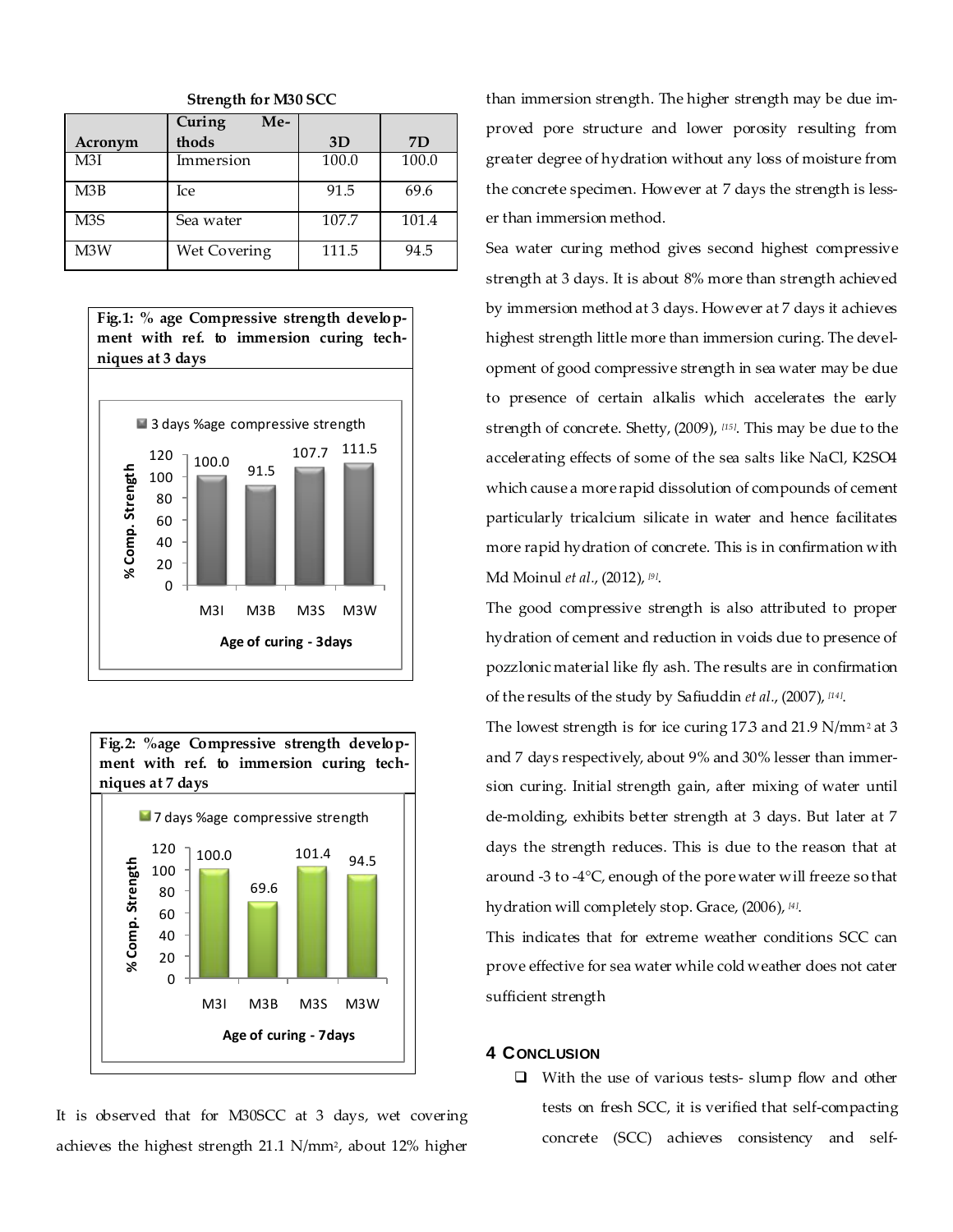**Strength for M30 SCC**

| Acronym | Curing Methods | 3D | 7D |
|---|---|---|---|
| M3I | Immersion | 100.0 | 100.0 |
| M3B | Ice | 91.5 | 69.6 |
| M3S | Sea water | 107.7 | 101.4 |
| M3W | Wet Covering | 111.5 | 94.5 |

**Fig.1: % age Compressive strength development with ref. to immersion curing techniques at 3 days**

3 days %age compressive strength

% Comp. Strength

0
20
40
60
80
100
120

100.0
91.5
107.7
111.5

M3I M3B M3S M3W

Age of curing - 3days

**Fig.2: %age Compressive strength development with ref. to immersion curing techniques at 7 days**

7 days %age compressive strength

% Comp. Strength

0
20
40
60
80
100
120

100.0
69.6
101.4
94.5

M3I M3B M3S M3W

Age of curing - 7days

It is observed that for M30SCC at 3 days, wet covering achieves the highest strength 21.1 N/mm$^2$, about 12% higher than immersion strength. The higher strength may be due improved pore structure and lower porosity resulting from greater degree of hydration without any loss of moisture from the concrete specimen. However at 7 days the strength is lesser than immersion method.

Sea water curing method gives second highest compressive strength at 3 days. It is about 8% more than strength achieved by immersion method at 3 days. However at 7 days it achieves highest strength little more than immersion curing. The development of good compressive strength in sea water may be due to presence of certain alkalis which accelerates the early strength of concrete. Shetty, (2009), [15]. This may be due to the accelerating effects of some of the sea salts like NaCl, $K_2SO_4$ which cause a more rapid dissolution of compounds of cement particularly tricalcium silicate in water and hence facilitates more rapid hydration of concrete. This is in confirmation with Md Moinul *et al*., (2012), [9].

The good compressive strength is also attributed to proper hydration of cement and reduction in voids due to presence of pozzlonic material like fly ash. The results are in confirmation of the results of the study by Safiuddin *et al*., (2007), [14].

The lowest strength is for ice curing 17.3 and 21.9 N/mm$^2$ at 3 and 7 days respectively, about 9% and 30% lesser than immersion curing. Initial strength gain, after mixing of water until de-molding, exhibits better strength at 3 days. But later at 7 days the strength reduces. This is due to the reason that at around -3 to -4°C, enough of the pore water will freeze so that hydration will completely stop. Grace, (2006), [4].

This indicates that for extreme weather conditions SCC can prove effective for sea water while cold weather does not cater sufficient strength

## 4 Conclusion

- With the use of various tests- slump flow and other tests on fresh SCC, it is verified that self-compacting concrete (SCC) achieves consistency and self-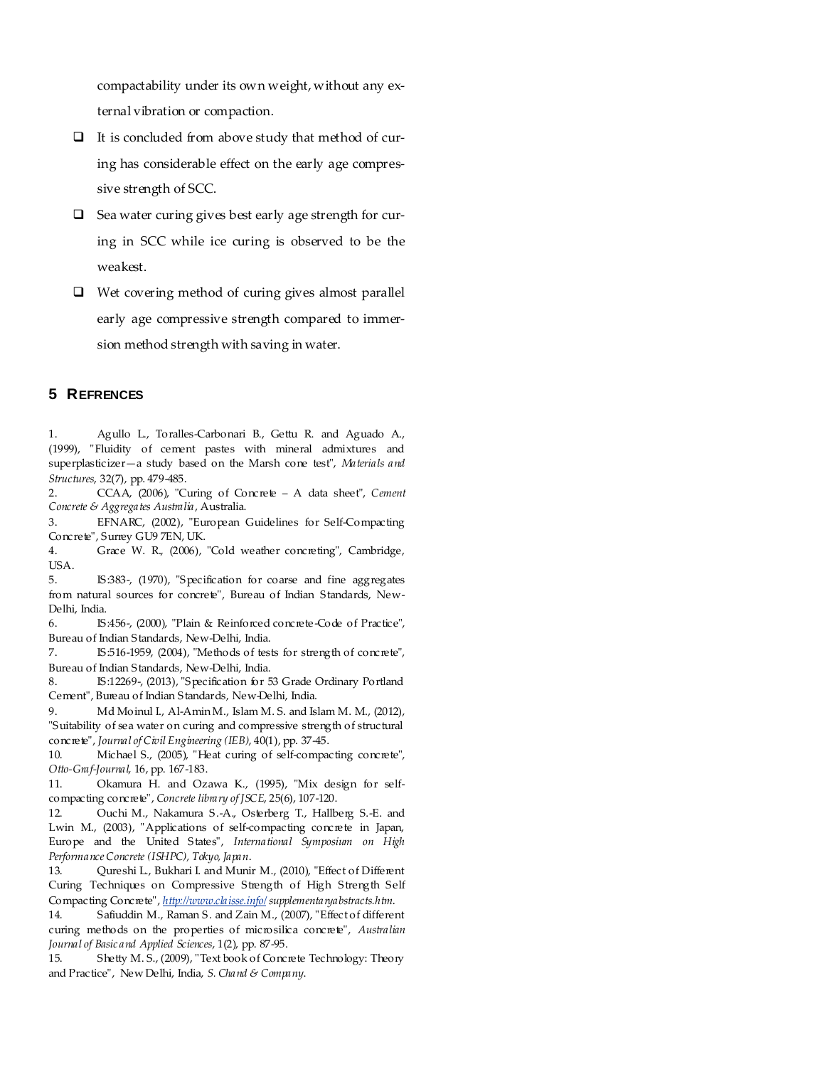compactability under its own weight, without any external vibration or compaction.

- It is concluded from above study that method of curing has considerable effect on the early age compressive strength of SCC.
- Sea water curing gives best early age strength for curing in SCC while ice curing is observed to be the weakest.
- Wet covering method of curing gives almost parallel early age compressive strength compared to immersion method strength with saving in water.

## 5 REFRENCES

1. Agullo L., Toralles-Carbonari B., Gettu R. and Aguado A., (1999), "Fluidity of cement pastes with mineral admixtures and superplasticizer—a study based on the Marsh cone test", *Materials and Structures*, 32(7), pp. 479-485.
2. CCAA, (2006), "Curing of Concrete – A data sheet", *Cement Concrete & Aggregates Australia*, Australia.
3. EFNARC, (2002), "European Guidelines for Self-Compacting Concrete", Surrey GU9 7EN, UK.
4. Grace W. R., (2006), "Cold weather concreting", Cambridge, USA.
5. IS:383-, (1970), "Specification for coarse and fine aggregates from natural sources for concrete", Bureau of Indian Standards, New-Delhi, India.
6. IS:456-, (2000), "Plain & Reinforced concrete-Code of Practice", Bureau of Indian Standards, New-Delhi, India.
7. IS:516-1959, (2004), "Methods of tests for strength of concrete", Bureau of Indian Standards, New-Delhi, India.
8. IS:12269-, (2013), "Specification for 53 Grade Ordinary Portland Cement", Bureau of Indian Standards, New-Delhi, India.
9. Md Moinul I., Al-Amin M., Islam M. S. and Islam M. M., (2012), "Suitability of sea water on curing and compressive strength of structural concrete", *Journal of Civil Engineering (IEB)*, 40(1), pp. 37-45.
10. Michael S., (2005), "Heat curing of self-compacting concrete", *Otto-Graf-Journal*, 16, pp. 167-183.
11. Okamura H. and Ozawa K., (1995), "Mix design for self-compacting concrete", *Concrete library of JSCE*, 25(6), 107-120.
12. Ouchi M., Nakamura S.-A., Osterberg T., Hallberg S.-E. and Lwin M., (2003), "Applications of self-compacting concrete in Japan, Europe and the United States", *International Symposium on High Performance Concrete (ISHPC), Tokyo, Japan*.
13. Qureshi L., Bukhari I. and Munir M., (2010), "Effect of Different Curing Techniques on Compressive Strength of High Strength Self Compacting Concrete", *http://www.claisse.info/ supplementaryabstracts.htm*.
14. Safiuddin M., Raman S. and Zain M., (2007), "Effect of different curing methods on the properties of microsilica concrete", *Australian Journal of Basic and Applied Sciences*, 1(2), pp. 87-95.
15. Shetty M. S., (2009), "Text book of Concrete Technology: Theory and Practice", New Delhi, India, *S. Chand & Company*.